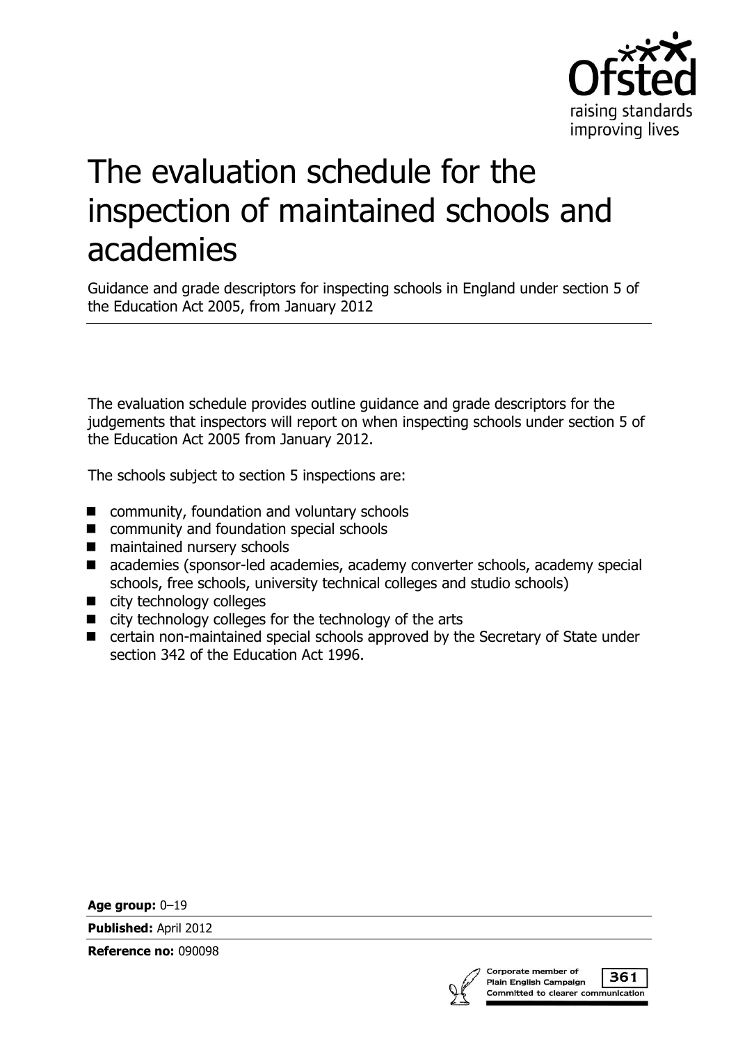# The evaluation schedule for the inspection of maintained schools and academies

Guidance and grade descriptors for inspecting schools in England under section 5 of the Education Act 2005, from January 2012

The evaluation schedule provides outline guidance and grade descriptors for the judgements that inspectors will report on when inspecting schools under section 5 of the Education Act 2005 from January 2012.

The schools subject to section 5 inspections are:

- community, foundation and voluntary schools
- community and foundation special schools
- maintained nursery schools
- academies (sponsor-led academies, academy converter schools, academy special schools, free schools, university technical colleges and studio schools)
- city technology colleges
- city technology colleges for the technology of the arts
- certain non-maintained special schools approved by the Secretary of State under section 342 of the Education Act 1996.

**Age group:** 0–19

**Published:** April 2012

**Reference no:** 090098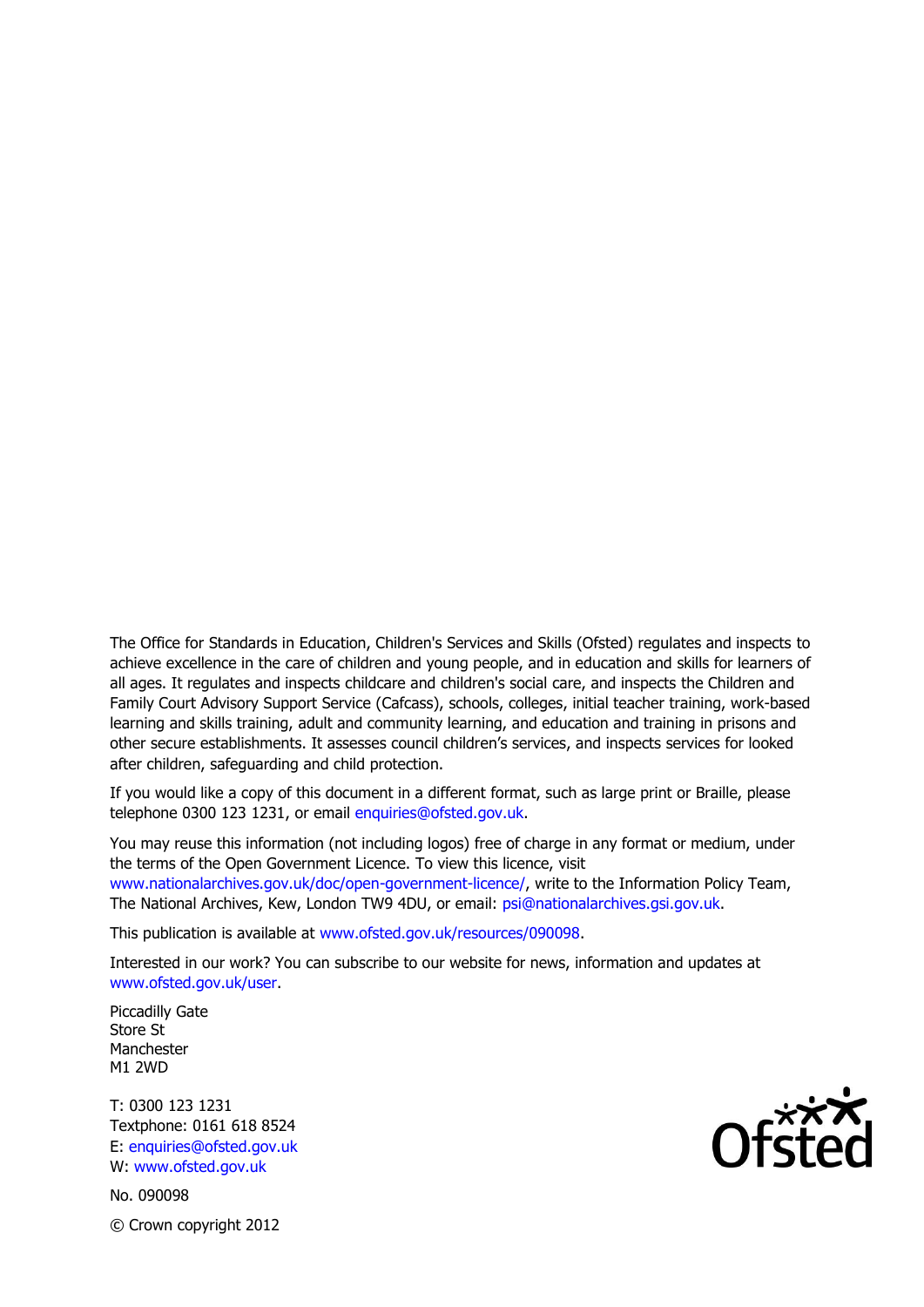The Office for Standards in Education, Children's Services and Skills (Ofsted) regulates and inspects to achieve excellence in the care of children and young people, and in education and skills for learners of all ages. It regulates and inspects childcare and children's social care, and inspects the Children and Family Court Advisory Support Service (Cafcass), schools, colleges, initial teacher training, work-based learning and skills training, adult and community learning, and education and training in prisons and other secure establishments. It assesses council children's services, and inspects services for looked after children, safeguarding and child protection.

If you would like a copy of this document in a different format, such as large print or Braille, please telephone 0300 123 1231, or email enquiries@ofsted.gov.uk.

You may reuse this information (not including logos) free of charge in any format or medium, under the terms of the Open Government Licence. To view this licence, visit www.nationalarchives.gov.uk/doc/open-government-licence/, write to the Information Policy Team, The National Archives, Kew, London TW9 4DU, or email: psi@nationalarchives.gsi.gov.uk.

This publication is available at www.ofsted.gov.uk/resources/090098.

Interested in our work? You can subscribe to our website for news, information and updates at www.ofsted.gov.uk/user.

Piccadilly Gate
Store St
Manchester
M1 2WD

T: 0300 123 1231
Textphone: 0161 618 8524
E: enquiries@ofsted.gov.uk
W: www.ofsted.gov.uk

No. 090098

© Crown copyright 2012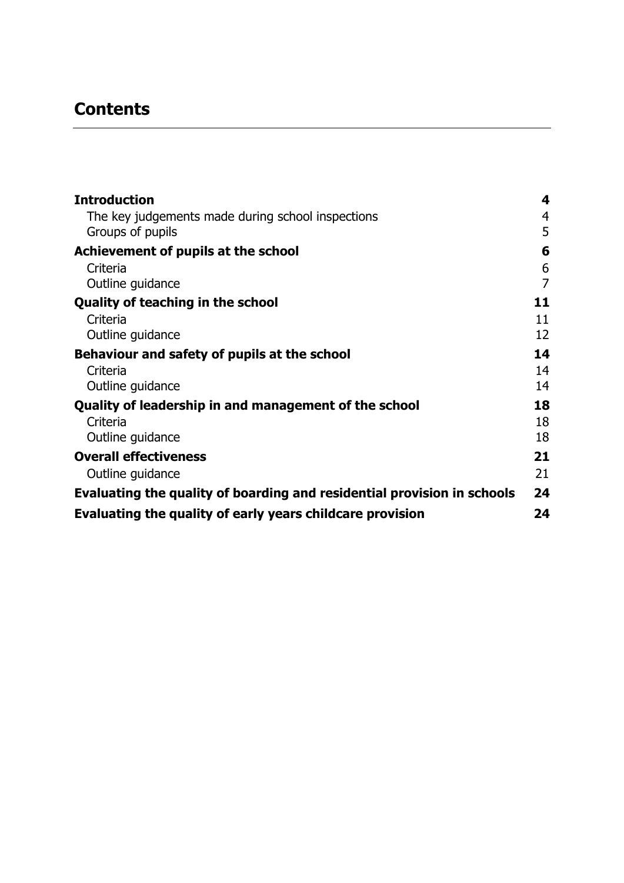# Contents

| | |
|---|---|
| **Introduction** | **4** |
| The key judgements made during school inspections | 4 |
| Groups of pupils | 5 |
| **Achievement of pupils at the school** | **6** |
| Criteria | 6 |
| Outline guidance | 7 |
| **Quality of teaching in the school** | **11** |
| Criteria | 11 |
| Outline guidance | 12 |
| **Behaviour and safety of pupils at the school** | **14** |
| Criteria | 14 |
| Outline guidance | 14 |
| **Quality of leadership in and management of the school** | **18** |
| Criteria | 18 |
| Outline guidance | 18 |
| **Overall effectiveness** | **21** |
| Outline guidance | 21 |
| **Evaluating the quality of boarding and residential provision in schools** | **24** |
| **Evaluating the quality of early years childcare provision** | **24** |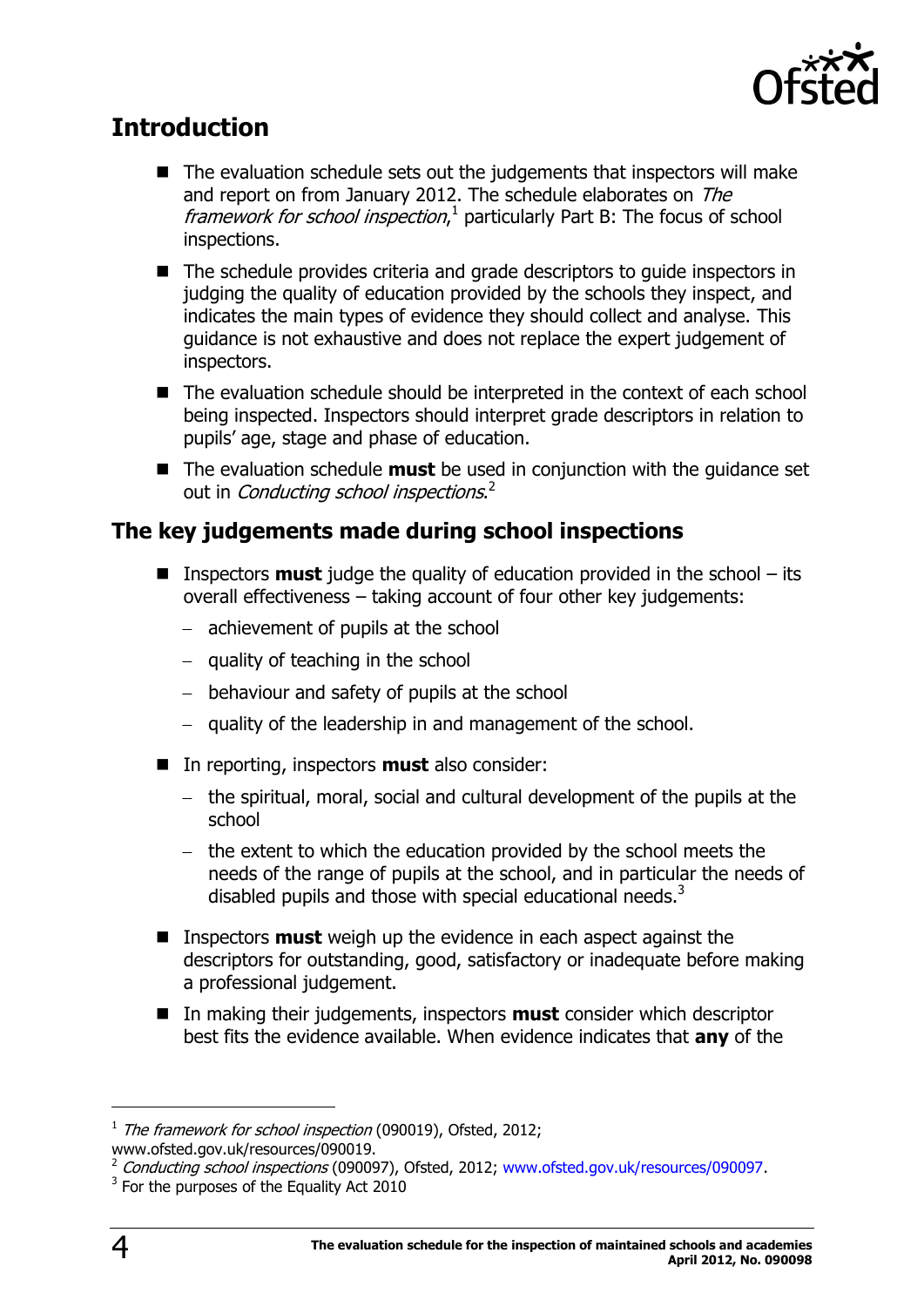## Introduction

- The evaluation schedule sets out the judgements that inspectors will make and report on from January 2012. The schedule elaborates on *The framework for school inspection*,[1] particularly Part B: The focus of school inspections.
- The schedule provides criteria and grade descriptors to guide inspectors in judging the quality of education provided by the schools they inspect, and indicates the main types of evidence they should collect and analyse. This guidance is not exhaustive and does not replace the expert judgement of inspectors.
- The evaluation schedule should be interpreted in the context of each school being inspected. Inspectors should interpret grade descriptors in relation to pupils' age, stage and phase of education.
- The evaluation schedule **must** be used in conjunction with the guidance set out in *Conducting school inspections*.[2]

## The key judgements made during school inspections

- Inspectors **must** judge the quality of education provided in the school – its overall effectiveness – taking account of four other key judgements:
  - achievement of pupils at the school
  - quality of teaching in the school
  - behaviour and safety of pupils at the school
  - quality of the leadership in and management of the school.
- In reporting, inspectors **must** also consider:
  - the spiritual, moral, social and cultural development of the pupils at the school
  - the extent to which the education provided by the school meets the needs of the range of pupils at the school, and in particular the needs of disabled pupils and those with special educational needs.[3]
- Inspectors **must** weigh up the evidence in each aspect against the descriptors for outstanding, good, satisfactory or inadequate before making a professional judgement.
- In making their judgements, inspectors **must** consider which descriptor best fits the evidence available. When evidence indicates that **any** of the

---

[1] *The framework for school inspection* (090019), Ofsted, 2012; www.ofsted.gov.uk/resources/090019.

[2] *Conducting school inspections* (090097), Ofsted, 2012; www.ofsted.gov.uk/resources/090097.

[3] For the purposes of the Equality Act 2010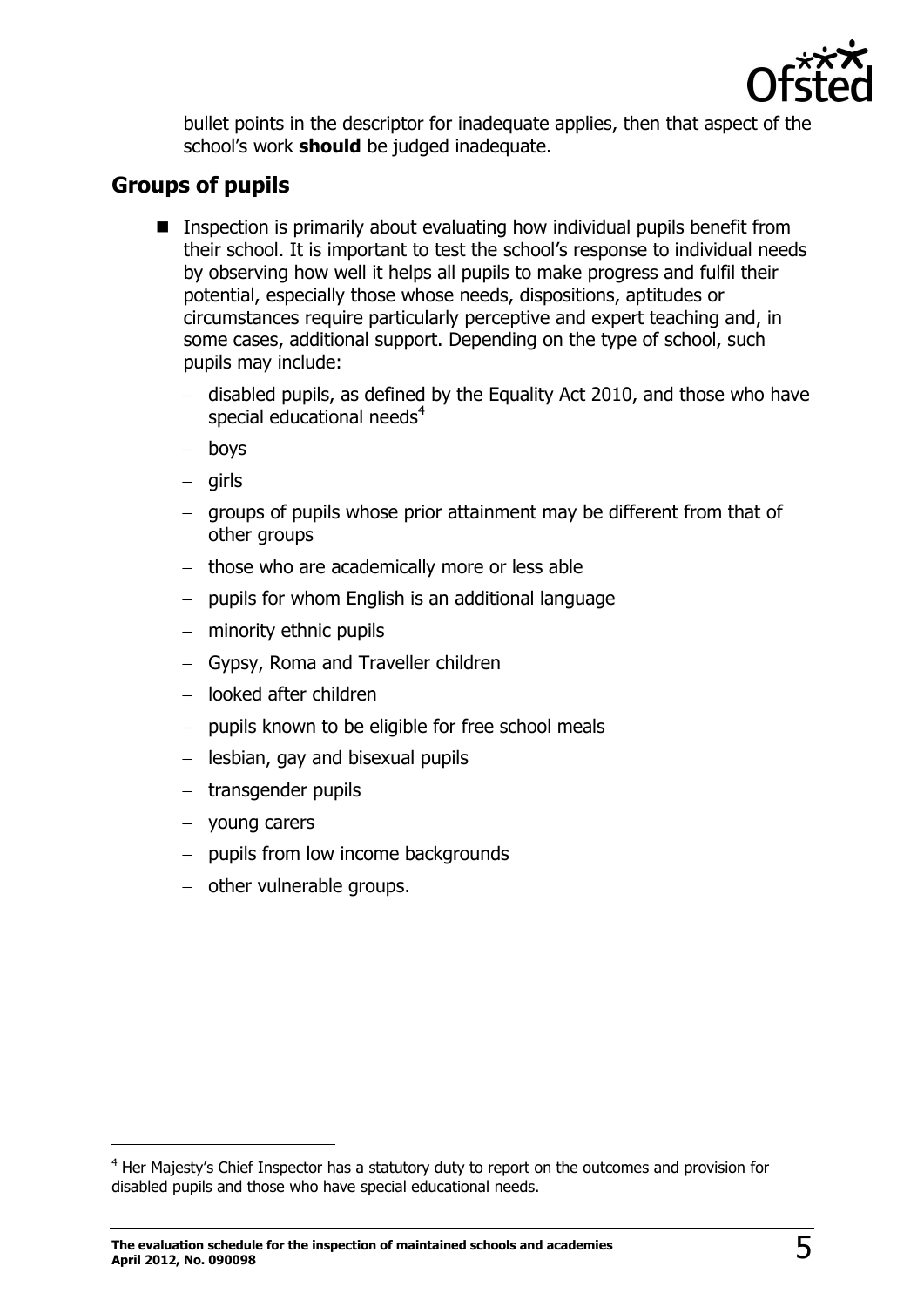bullet points in the descriptor for inadequate applies, then that aspect of the school's work **should** be judged inadequate.

## Groups of pupils

- Inspection is primarily about evaluating how individual pupils benefit from their school. It is important to test the school's response to individual needs by observing how well it helps all pupils to make progress and fulfil their potential, especially those whose needs, dispositions, aptitudes or circumstances require particularly perceptive and expert teaching and, in some cases, additional support. Depending on the type of school, such pupils may include:
  - disabled pupils, as defined by the Equality Act 2010, and those who have special educational needs[4]
  - boys
  - girls
  - groups of pupils whose prior attainment may be different from that of other groups
  - those who are academically more or less able
  - pupils for whom English is an additional language
  - minority ethnic pupils
  - Gypsy, Roma and Traveller children
  - looked after children
  - pupils known to be eligible for free school meals
  - lesbian, gay and bisexual pupils
  - transgender pupils
  - young carers
  - pupils from low income backgrounds
  - other vulnerable groups.

[4] Her Majesty's Chief Inspector has a statutory duty to report on the outcomes and provision for disabled pupils and those who have special educational needs.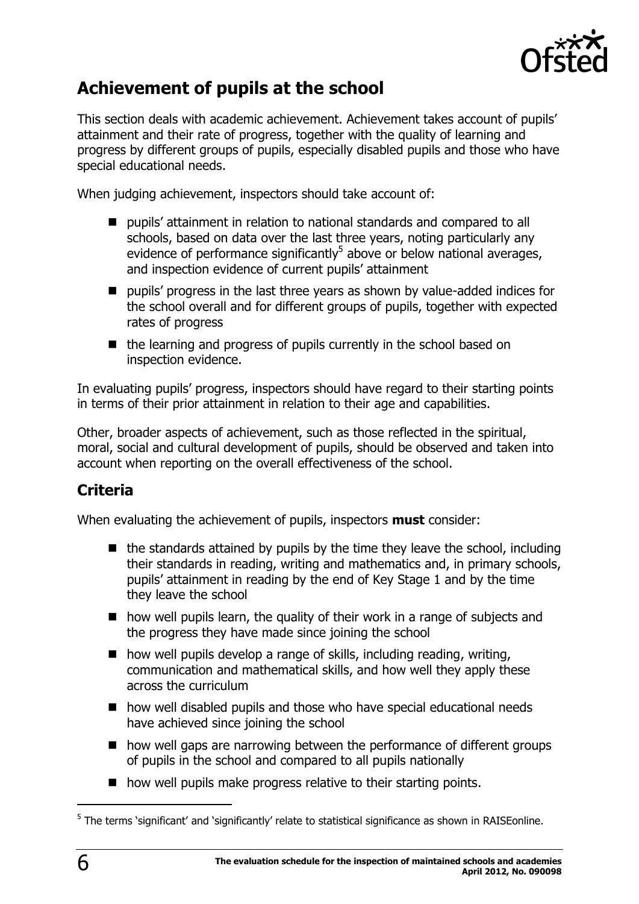## Achievement of pupils at the school

This section deals with academic achievement. Achievement takes account of pupils' attainment and their rate of progress, together with the quality of learning and progress by different groups of pupils, especially disabled pupils and those who have special educational needs.

When judging achievement, inspectors should take account of:

- pupils' attainment in relation to national standards and compared to all schools, based on data over the last three years, noting particularly any evidence of performance significantly[5] above or below national averages, and inspection evidence of current pupils' attainment
- pupils' progress in the last three years as shown by value-added indices for the school overall and for different groups of pupils, together with expected rates of progress
- the learning and progress of pupils currently in the school based on inspection evidence.

In evaluating pupils' progress, inspectors should have regard to their starting points in terms of their prior attainment in relation to their age and capabilities.

Other, broader aspects of achievement, such as those reflected in the spiritual, moral, social and cultural development of pupils, should be observed and taken into account when reporting on the overall effectiveness of the school.

## Criteria

When evaluating the achievement of pupils, inspectors **must** consider:

- the standards attained by pupils by the time they leave the school, including their standards in reading, writing and mathematics and, in primary schools, pupils' attainment in reading by the end of Key Stage 1 and by the time they leave the school
- how well pupils learn, the quality of their work in a range of subjects and the progress they have made since joining the school
- how well pupils develop a range of skills, including reading, writing, communication and mathematical skills, and how well they apply these across the curriculum
- how well disabled pupils and those who have special educational needs have achieved since joining the school
- how well gaps are narrowing between the performance of different groups of pupils in the school and compared to all pupils nationally
- how well pupils make progress relative to their starting points.

---

[5] The terms 'significant' and 'significantly' relate to statistical significance as shown in RAISEonline.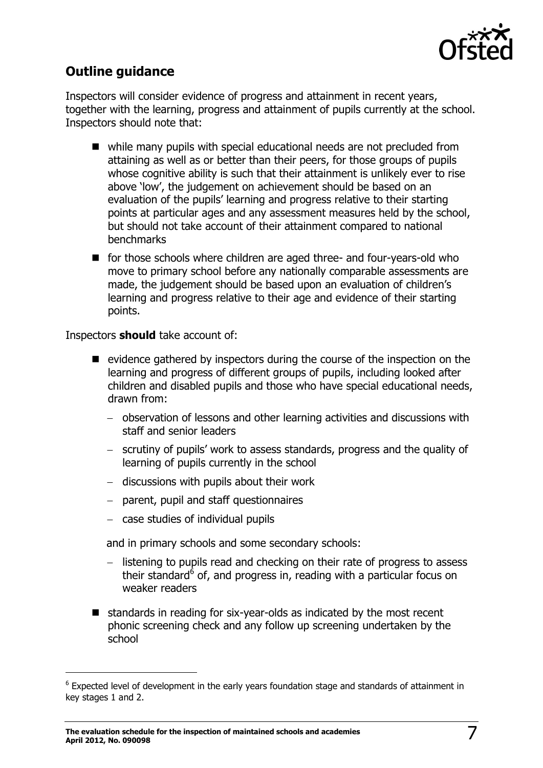## Outline guidance

Inspectors will consider evidence of progress and attainment in recent years, together with the learning, progress and attainment of pupils currently at the school. Inspectors should note that:

- while many pupils with special educational needs are not precluded from attaining as well as or better than their peers, for those groups of pupils whose cognitive ability is such that their attainment is unlikely ever to rise above 'low', the judgement on achievement should be based on an evaluation of the pupils' learning and progress relative to their starting points at particular ages and any assessment measures held by the school, but should not take account of their attainment compared to national benchmarks
- for those schools where children are aged three- and four-years-old who move to primary school before any nationally comparable assessments are made, the judgement should be based upon an evaluation of children's learning and progress relative to their age and evidence of their starting points.

Inspectors **should** take account of:

- evidence gathered by inspectors during the course of the inspection on the learning and progress of different groups of pupils, including looked after children and disabled pupils and those who have special educational needs, drawn from:
  - observation of lessons and other learning activities and discussions with staff and senior leaders
  - scrutiny of pupils' work to assess standards, progress and the quality of learning of pupils currently in the school
  - discussions with pupils about their work
  - parent, pupil and staff questionnaires
  - case studies of individual pupils

  and in primary schools and some secondary schools:

  - listening to pupils read and checking on their rate of progress to assess their standard[6] of, and progress in, reading with a particular focus on weaker readers
- standards in reading for six-year-olds as indicated by the most recent phonic screening check and any follow up screening undertaken by the school

[6] Expected level of development in the early years foundation stage and standards of attainment in key stages 1 and 2.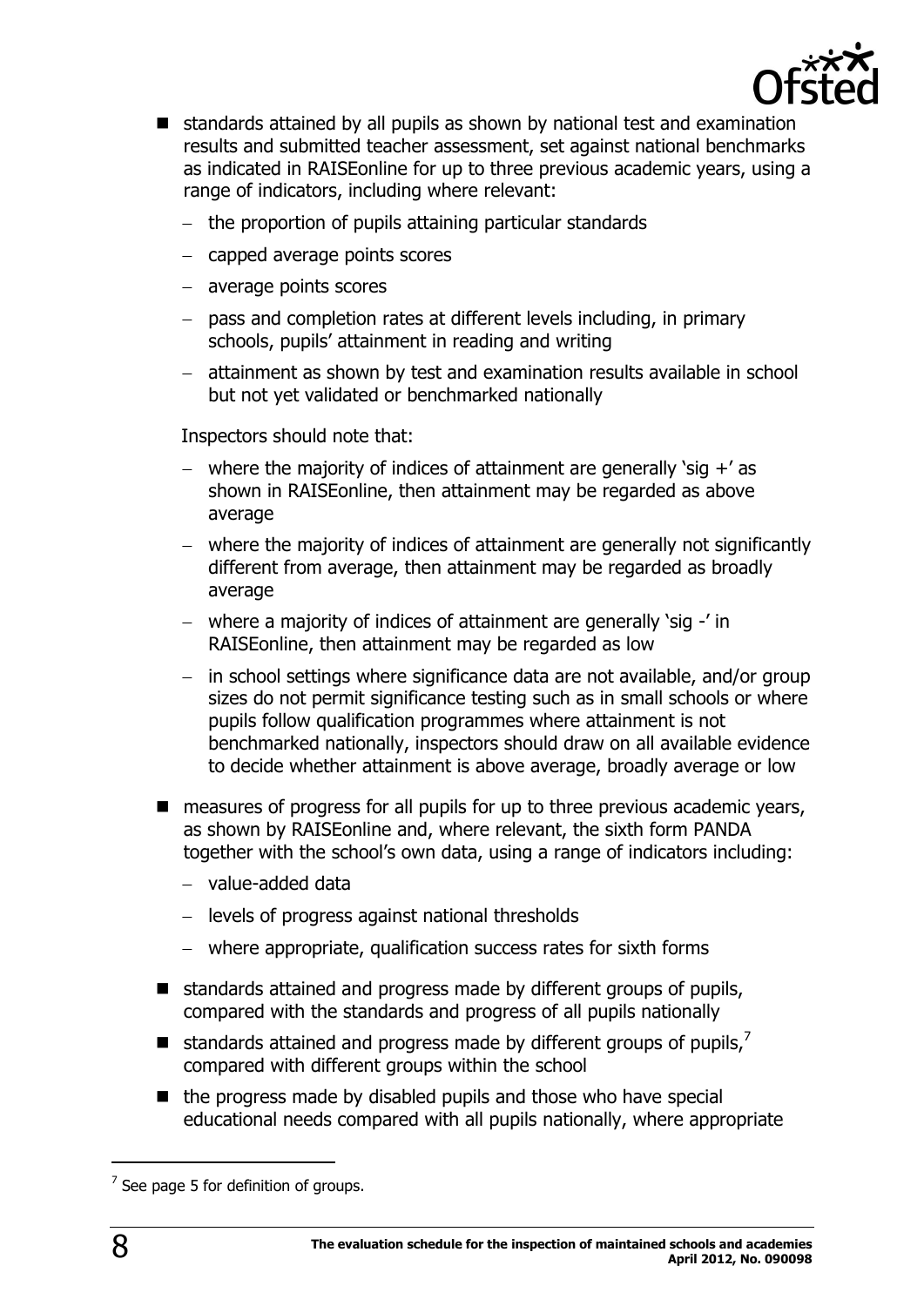- standards attained by all pupils as shown by national test and examination results and submitted teacher assessment, set against national benchmarks as indicated in RAISEonline for up to three previous academic years, using a range of indicators, including where relevant:
  - the proportion of pupils attaining particular standards
  - capped average points scores
  - average points scores
  - pass and completion rates at different levels including, in primary schools, pupils' attainment in reading and writing
  - attainment as shown by test and examination results available in school but not yet validated or benchmarked nationally

  Inspectors should note that:

  - where the majority of indices of attainment are generally 'sig +' as shown in RAISEonline, then attainment may be regarded as above average
  - where the majority of indices of attainment are generally not significantly different from average, then attainment may be regarded as broadly average
  - where a majority of indices of attainment are generally 'sig -' in RAISEonline, then attainment may be regarded as low
  - in school settings where significance data are not available, and/or group sizes do not permit significance testing such as in small schools or where pupils follow qualification programmes where attainment is not benchmarked nationally, inspectors should draw on all available evidence to decide whether attainment is above average, broadly average or low

- measures of progress for all pupils for up to three previous academic years, as shown by RAISEonline and, where relevant, the sixth form PANDA together with the school's own data, using a range of indicators including:
  - value-added data
  - levels of progress against national thresholds
  - where appropriate, qualification success rates for sixth forms
- standards attained and progress made by different groups of pupils, compared with the standards and progress of all pupils nationally
- standards attained and progress made by different groups of pupils,[7] compared with different groups within the school
- the progress made by disabled pupils and those who have special educational needs compared with all pupils nationally, where appropriate

---

[7] See page 5 for definition of groups.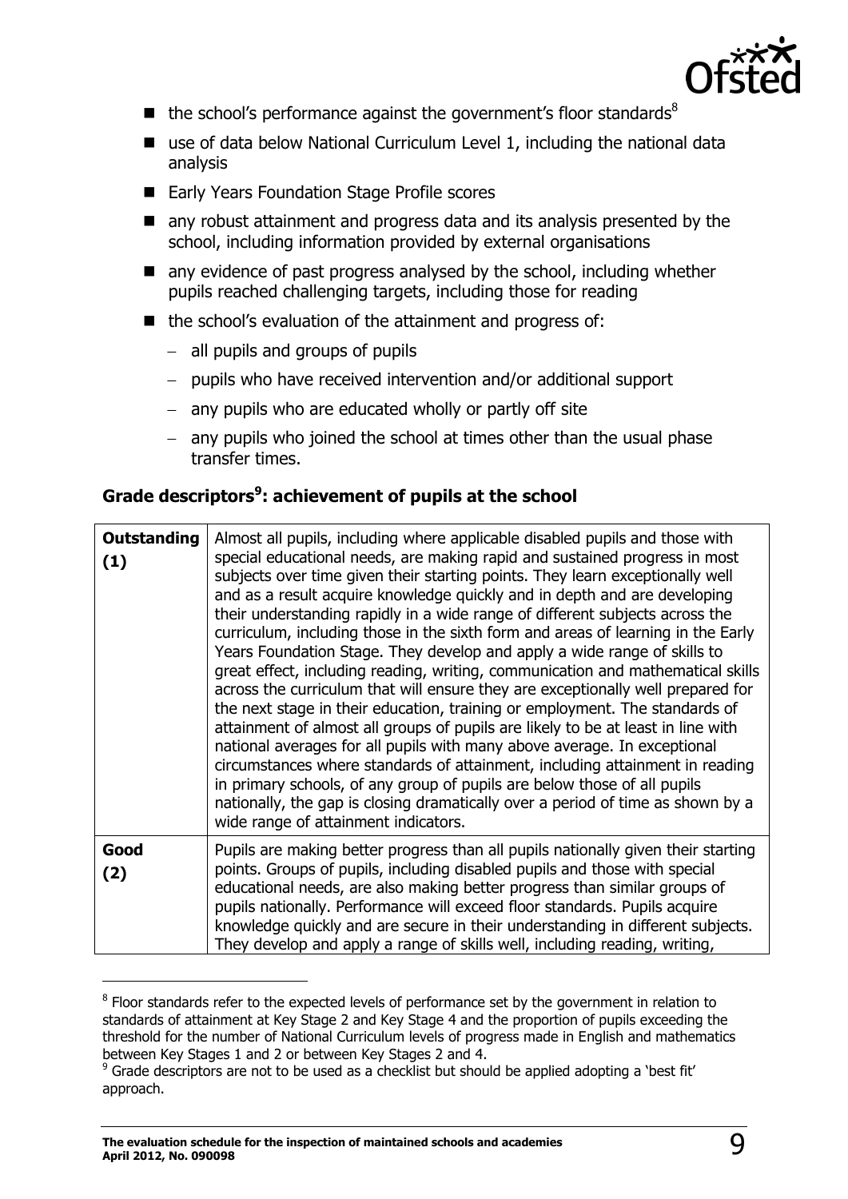- the school's performance against the government's floor standards[8]
- use of data below National Curriculum Level 1, including the national data analysis
- Early Years Foundation Stage Profile scores
- any robust attainment and progress data and its analysis presented by the school, including information provided by external organisations
- any evidence of past progress analysed by the school, including whether pupils reached challenging targets, including those for reading
- the school's evaluation of the attainment and progress of:
  - all pupils and groups of pupils
  - pupils who have received intervention and/or additional support
  - any pupils who are educated wholly or partly off site
  - any pupils who joined the school at times other than the usual phase transfer times.

### Grade descriptors[9]: achievement of pupils at the school

| | |
|---|---|
| **Outstanding (1)** | Almost all pupils, including where applicable disabled pupils and those with special educational needs, are making rapid and sustained progress in most subjects over time given their starting points. They learn exceptionally well and as a result acquire knowledge quickly and in depth and are developing their understanding rapidly in a wide range of different subjects across the curriculum, including those in the sixth form and areas of learning in the Early Years Foundation Stage. They develop and apply a wide range of skills to great effect, including reading, writing, communication and mathematical skills across the curriculum that will ensure they are exceptionally well prepared for the next stage in their education, training or employment. The standards of attainment of almost all groups of pupils are likely to be at least in line with national averages for all pupils with many above average. In exceptional circumstances where standards of attainment, including attainment in reading in primary schools, of any group of pupils are below those of all pupils nationally, the gap is closing dramatically over a period of time as shown by a wide range of attainment indicators. |
| **Good (2)** | Pupils are making better progress than all pupils nationally given their starting points. Groups of pupils, including disabled pupils and those with special educational needs, are also making better progress than similar groups of pupils nationally. Performance will exceed floor standards. Pupils acquire knowledge quickly and are secure in their understanding in different subjects. They develop and apply a range of skills well, including reading, writing, |

[8] Floor standards refer to the expected levels of performance set by the government in relation to standards of attainment at Key Stage 2 and Key Stage 4 and the proportion of pupils exceeding the threshold for the number of National Curriculum levels of progress made in English and mathematics between Key Stages 1 and 2 or between Key Stages 2 and 4.

[9] Grade descriptors are not to be used as a checklist but should be applied adopting a 'best fit' approach.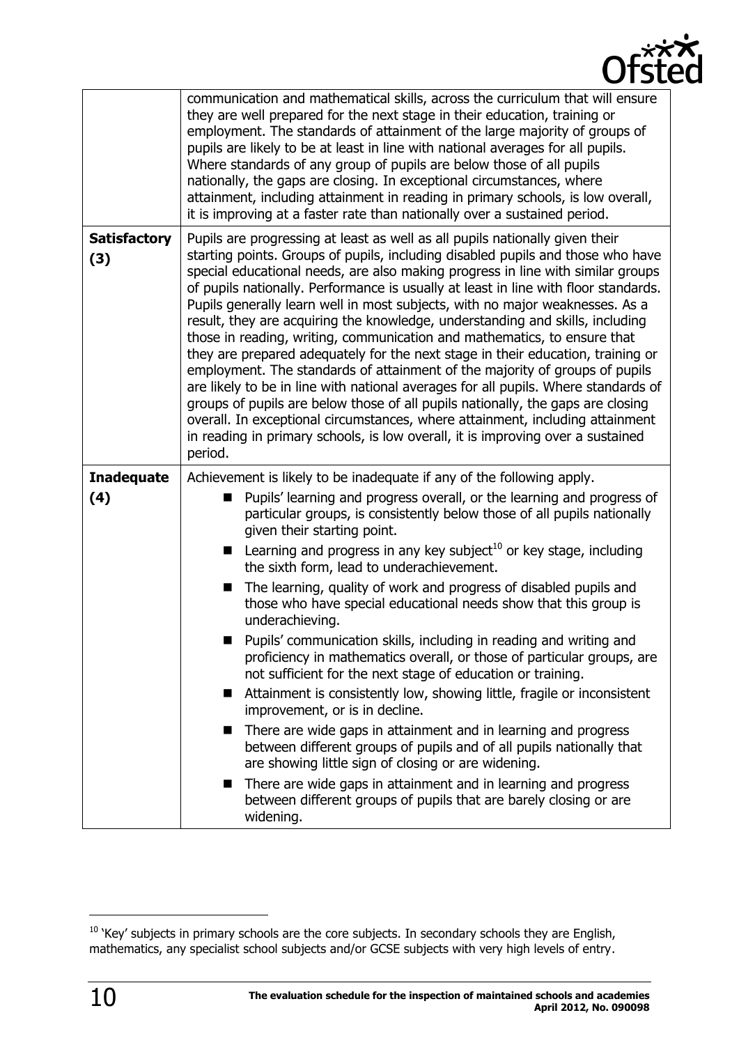| | |
|---|---|
| | communication and mathematical skills, across the curriculum that will ensure they are well prepared for the next stage in their education, training or employment. The standards of attainment of the large majority of groups of pupils are likely to be at least in line with national averages for all pupils. Where standards of any group of pupils are below those of all pupils nationally, the gaps are closing. In exceptional circumstances, where attainment, including attainment in reading in primary schools, is low overall, it is improving at a faster rate than nationally over a sustained period. |
| **Satisfactory (3)** | Pupils are progressing at least as well as all pupils nationally given their starting points. Groups of pupils, including disabled pupils and those who have special educational needs, are also making progress in line with similar groups of pupils nationally. Performance is usually at least in line with floor standards. Pupils generally learn well in most subjects, with no major weaknesses. As a result, they are acquiring the knowledge, understanding and skills, including those in reading, writing, communication and mathematics, to ensure that they are prepared adequately for the next stage in their education, training or employment. The standards of attainment of the majority of groups of pupils are likely to be in line with national averages for all pupils. Where standards of groups of pupils are below those of all pupils nationally, the gaps are closing overall. In exceptional circumstances, where attainment, including attainment in reading in primary schools, is low overall, it is improving over a sustained period. |
| **Inadequate (4)** | Achievement is likely to be inadequate if any of the following apply.<br>■ Pupils' learning and progress overall, or the learning and progress of particular groups, is consistently below those of all pupils nationally given their starting point.<br>■ Learning and progress in any key subject[10] or key stage, including the sixth form, lead to underachievement.<br>■ The learning, quality of work and progress of disabled pupils and those who have special educational needs show that this group is underachieving.<br>■ Pupils' communication skills, including in reading and writing and proficiency in mathematics overall, or those of particular groups, are not sufficient for the next stage of education or training.<br>■ Attainment is consistently low, showing little, fragile or inconsistent improvement, or is in decline.<br>■ There are wide gaps in attainment and in learning and progress between different groups of pupils and of all pupils nationally that are showing little sign of closing or are widening.<br>■ There are wide gaps in attainment and in learning and progress between different groups of pupils that are barely closing or are widening. |

[10] 'Key' subjects in primary schools are the core subjects. In secondary schools they are English, mathematics, any specialist school subjects and/or GCSE subjects with very high levels of entry.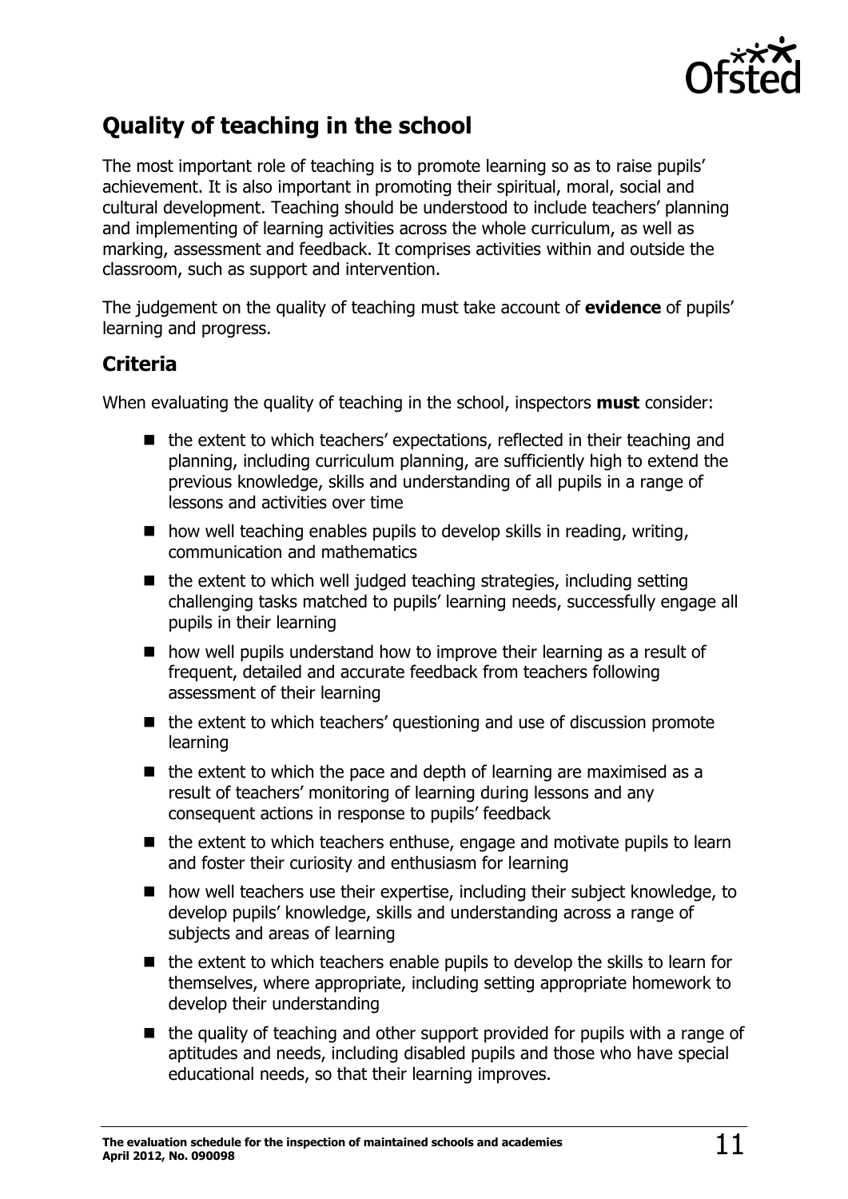## Quality of teaching in the school

The most important role of teaching is to promote learning so as to raise pupils' achievement. It is also important in promoting their spiritual, moral, social and cultural development. Teaching should be understood to include teachers' planning and implementing of learning activities across the whole curriculum, as well as marking, assessment and feedback. It comprises activities within and outside the classroom, such as support and intervention.

The judgement on the quality of teaching must take account of **evidence** of pupils' learning and progress.

### Criteria

When evaluating the quality of teaching in the school, inspectors **must** consider:

- the extent to which teachers' expectations, reflected in their teaching and planning, including curriculum planning, are sufficiently high to extend the previous knowledge, skills and understanding of all pupils in a range of lessons and activities over time
- how well teaching enables pupils to develop skills in reading, writing, communication and mathematics
- the extent to which well judged teaching strategies, including setting challenging tasks matched to pupils' learning needs, successfully engage all pupils in their learning
- how well pupils understand how to improve their learning as a result of frequent, detailed and accurate feedback from teachers following assessment of their learning
- the extent to which teachers' questioning and use of discussion promote learning
- the extent to which the pace and depth of learning are maximised as a result of teachers' monitoring of learning during lessons and any consequent actions in response to pupils' feedback
- the extent to which teachers enthuse, engage and motivate pupils to learn and foster their curiosity and enthusiasm for learning
- how well teachers use their expertise, including their subject knowledge, to develop pupils' knowledge, skills and understanding across a range of subjects and areas of learning
- the extent to which teachers enable pupils to develop the skills to learn for themselves, where appropriate, including setting appropriate homework to develop their understanding
- the quality of teaching and other support provided for pupils with a range of aptitudes and needs, including disabled pupils and those who have special educational needs, so that their learning improves.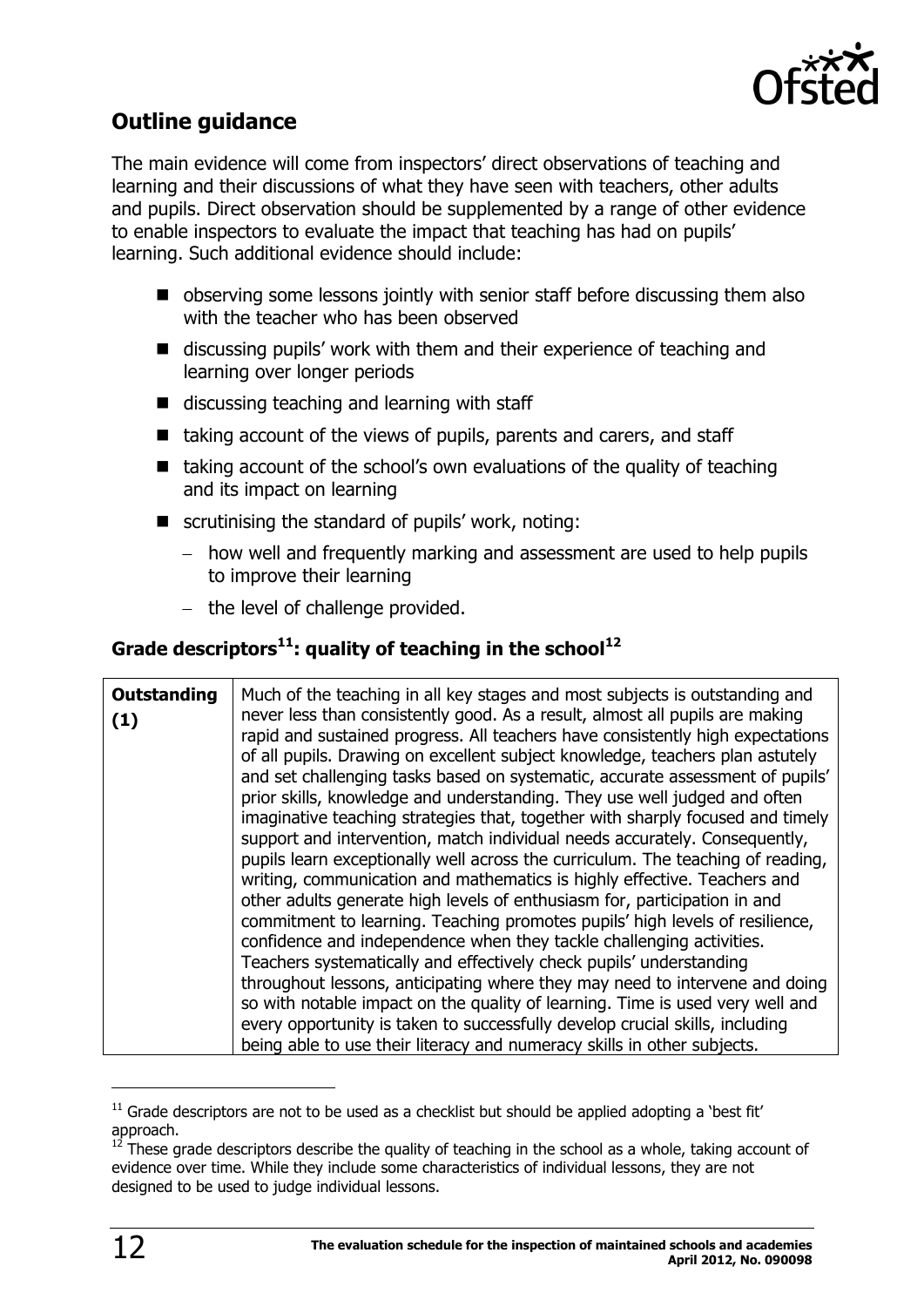## Outline guidance

The main evidence will come from inspectors' direct observations of teaching and learning and their discussions of what they have seen with teachers, other adults and pupils. Direct observation should be supplemented by a range of other evidence to enable inspectors to evaluate the impact that teaching has had on pupils' learning. Such additional evidence should include:

- observing some lessons jointly with senior staff before discussing them also with the teacher who has been observed
- discussing pupils' work with them and their experience of teaching and learning over longer periods
- discussing teaching and learning with staff
- taking account of the views of pupils, parents and carers, and staff
- taking account of the school's own evaluations of the quality of teaching and its impact on learning
- scrutinising the standard of pupils' work, noting:
  - how well and frequently marking and assessment are used to help pupils to improve their learning
  - the level of challenge provided.

### Grade descriptors[11]: quality of teaching in the school[12]

| | |
|---|---|
| **Outstanding (1)** | Much of the teaching in all key stages and most subjects is outstanding and never less than consistently good. As a result, almost all pupils are making rapid and sustained progress. All teachers have consistently high expectations of all pupils. Drawing on excellent subject knowledge, teachers plan astutely and set challenging tasks based on systematic, accurate assessment of pupils' prior skills, knowledge and understanding. They use well judged and often imaginative teaching strategies that, together with sharply focused and timely support and intervention, match individual needs accurately. Consequently, pupils learn exceptionally well across the curriculum. The teaching of reading, writing, communication and mathematics is highly effective. Teachers and other adults generate high levels of enthusiasm for, participation in and commitment to learning. Teaching promotes pupils' high levels of resilience, confidence and independence when they tackle challenging activities. Teachers systematically and effectively check pupils' understanding throughout lessons, anticipating where they may need to intervene and doing so with notable impact on the quality of learning. Time is used very well and every opportunity is taken to successfully develop crucial skills, including being able to use their literacy and numeracy skills in other subjects. |

[11] Grade descriptors are not to be used as a checklist but should be applied adopting a 'best fit' approach.

[12] These grade descriptors describe the quality of teaching in the school as a whole, taking account of evidence over time. While they include some characteristics of individual lessons, they are not designed to be used to judge individual lessons.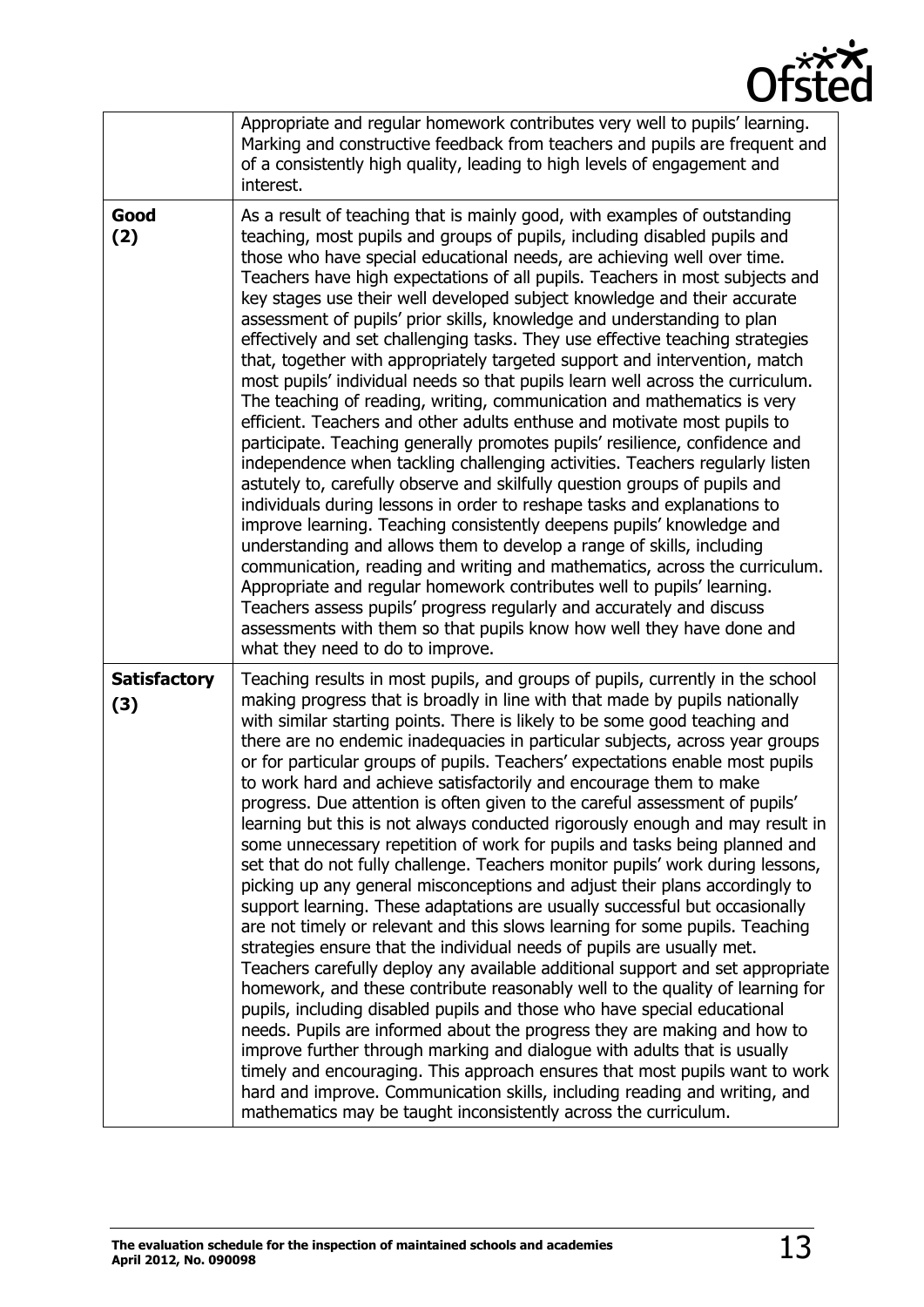| | |
|---|---|
| | Appropriate and regular homework contributes very well to pupils' learning. Marking and constructive feedback from teachers and pupils are frequent and of a consistently high quality, leading to high levels of engagement and interest. |
| **Good (2)** | As a result of teaching that is mainly good, with examples of outstanding teaching, most pupils and groups of pupils, including disabled pupils and those who have special educational needs, are achieving well over time. Teachers have high expectations of all pupils. Teachers in most subjects and key stages use their well developed subject knowledge and their accurate assessment of pupils' prior skills, knowledge and understanding to plan effectively and set challenging tasks. They use effective teaching strategies that, together with appropriately targeted support and intervention, match most pupils' individual needs so that pupils learn well across the curriculum. The teaching of reading, writing, communication and mathematics is very efficient. Teachers and other adults enthuse and motivate most pupils to participate. Teaching generally promotes pupils' resilience, confidence and independence when tackling challenging activities. Teachers regularly listen astutely to, carefully observe and skilfully question groups of pupils and individuals during lessons in order to reshape tasks and explanations to improve learning. Teaching consistently deepens pupils' knowledge and understanding and allows them to develop a range of skills, including communication, reading and writing and mathematics, across the curriculum. Appropriate and regular homework contributes well to pupils' learning. Teachers assess pupils' progress regularly and accurately and discuss assessments with them so that pupils know how well they have done and what they need to do to improve. |
| **Satisfactory (3)** | Teaching results in most pupils, and groups of pupils, currently in the school making progress that is broadly in line with that made by pupils nationally with similar starting points. There is likely to be some good teaching and there are no endemic inadequacies in particular subjects, across year groups or for particular groups of pupils. Teachers' expectations enable most pupils to work hard and achieve satisfactorily and encourage them to make progress. Due attention is often given to the careful assessment of pupils' learning but this is not always conducted rigorously enough and may result in some unnecessary repetition of work for pupils and tasks being planned and set that do not fully challenge. Teachers monitor pupils' work during lessons, picking up any general misconceptions and adjust their plans accordingly to support learning. These adaptations are usually successful but occasionally are not timely or relevant and this slows learning for some pupils. Teaching strategies ensure that the individual needs of pupils are usually met. Teachers carefully deploy any available additional support and set appropriate homework, and these contribute reasonably well to the quality of learning for pupils, including disabled pupils and those who have special educational needs. Pupils are informed about the progress they are making and how to improve further through marking and dialogue with adults that is usually timely and encouraging. This approach ensures that most pupils want to work hard and improve. Communication skills, including reading and writing, and mathematics may be taught inconsistently across the curriculum. |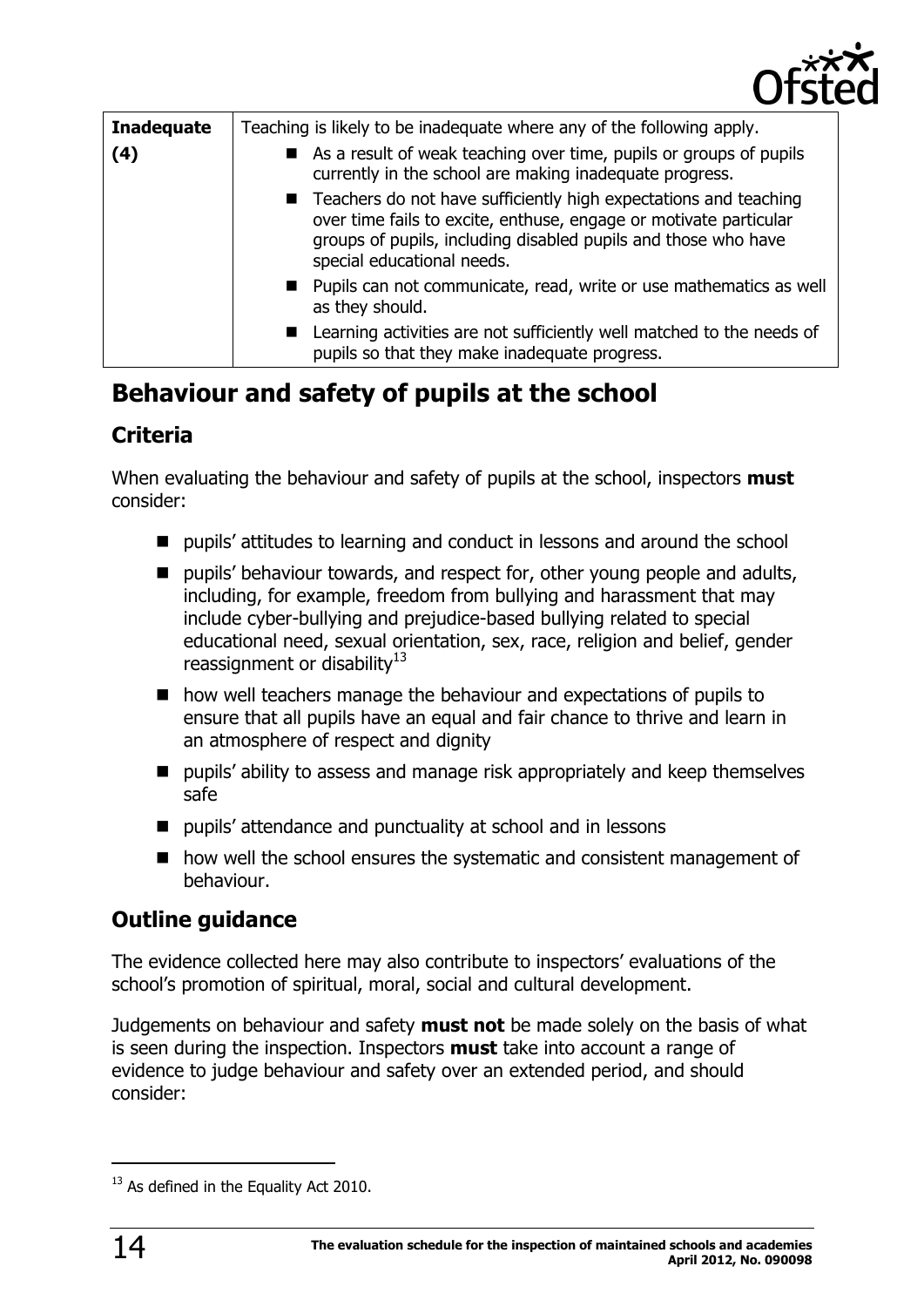| Inadequate (4) | Teaching is likely to be inadequate where any of the following apply.<br>■ As a result of weak teaching over time, pupils or groups of pupils currently in the school are making inadequate progress.<br>■ Teachers do not have sufficiently high expectations and teaching over time fails to excite, enthuse, engage or motivate particular groups of pupils, including disabled pupils and those who have special educational needs.<br>■ Pupils can not communicate, read, write or use mathematics as well as they should.<br>■ Learning activities are not sufficiently well matched to the needs of pupils so that they make inadequate progress. |
|---|---|

## Behaviour and safety of pupils at the school

### Criteria

When evaluating the behaviour and safety of pupils at the school, inspectors **must** consider:

- pupils' attitudes to learning and conduct in lessons and around the school
- pupils' behaviour towards, and respect for, other young people and adults, including, for example, freedom from bullying and harassment that may include cyber-bullying and prejudice-based bullying related to special educational need, sexual orientation, sex, race, religion and belief, gender reassignment or disability[13]
- how well teachers manage the behaviour and expectations of pupils to ensure that all pupils have an equal and fair chance to thrive and learn in an atmosphere of respect and dignity
- pupils' ability to assess and manage risk appropriately and keep themselves safe
- pupils' attendance and punctuality at school and in lessons
- how well the school ensures the systematic and consistent management of behaviour.

### Outline guidance

The evidence collected here may also contribute to inspectors' evaluations of the school's promotion of spiritual, moral, social and cultural development.

Judgements on behaviour and safety **must not** be made solely on the basis of what is seen during the inspection. Inspectors **must** take into account a range of evidence to judge behaviour and safety over an extended period, and should consider:

[13] As defined in the Equality Act 2010.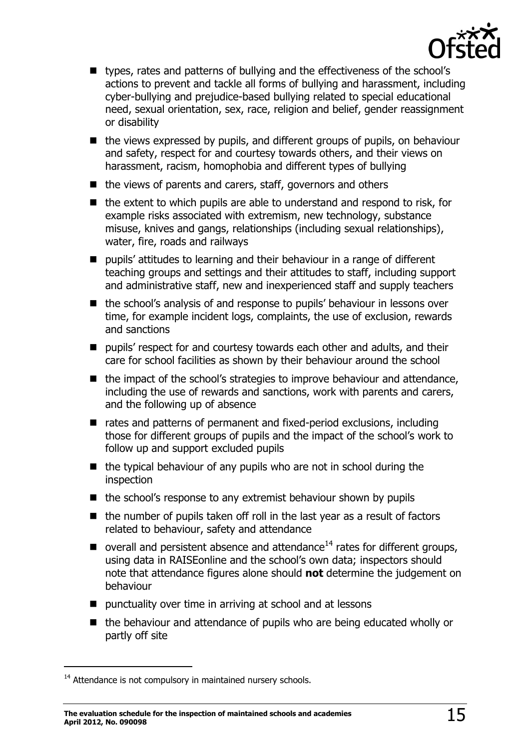- types, rates and patterns of bullying and the effectiveness of the school's actions to prevent and tackle all forms of bullying and harassment, including cyber-bullying and prejudice-based bullying related to special educational need, sexual orientation, sex, race, religion and belief, gender reassignment or disability
- the views expressed by pupils, and different groups of pupils, on behaviour and safety, respect for and courtesy towards others, and their views on harassment, racism, homophobia and different types of bullying
- the views of parents and carers, staff, governors and others
- the extent to which pupils are able to understand and respond to risk, for example risks associated with extremism, new technology, substance misuse, knives and gangs, relationships (including sexual relationships), water, fire, roads and railways
- pupils' attitudes to learning and their behaviour in a range of different teaching groups and settings and their attitudes to staff, including support and administrative staff, new and inexperienced staff and supply teachers
- the school's analysis of and response to pupils' behaviour in lessons over time, for example incident logs, complaints, the use of exclusion, rewards and sanctions
- pupils' respect for and courtesy towards each other and adults, and their care for school facilities as shown by their behaviour around the school
- the impact of the school's strategies to improve behaviour and attendance, including the use of rewards and sanctions, work with parents and carers, and the following up of absence
- rates and patterns of permanent and fixed-period exclusions, including those for different groups of pupils and the impact of the school's work to follow up and support excluded pupils
- the typical behaviour of any pupils who are not in school during the inspection
- the school's response to any extremist behaviour shown by pupils
- the number of pupils taken off roll in the last year as a result of factors related to behaviour, safety and attendance
- overall and persistent absence and attendance[14] rates for different groups, using data in RAISEonline and the school's own data; inspectors should note that attendance figures alone should **not** determine the judgement on behaviour
- punctuality over time in arriving at school and at lessons
- the behaviour and attendance of pupils who are being educated wholly or partly off site

[14] Attendance is not compulsory in maintained nursery schools.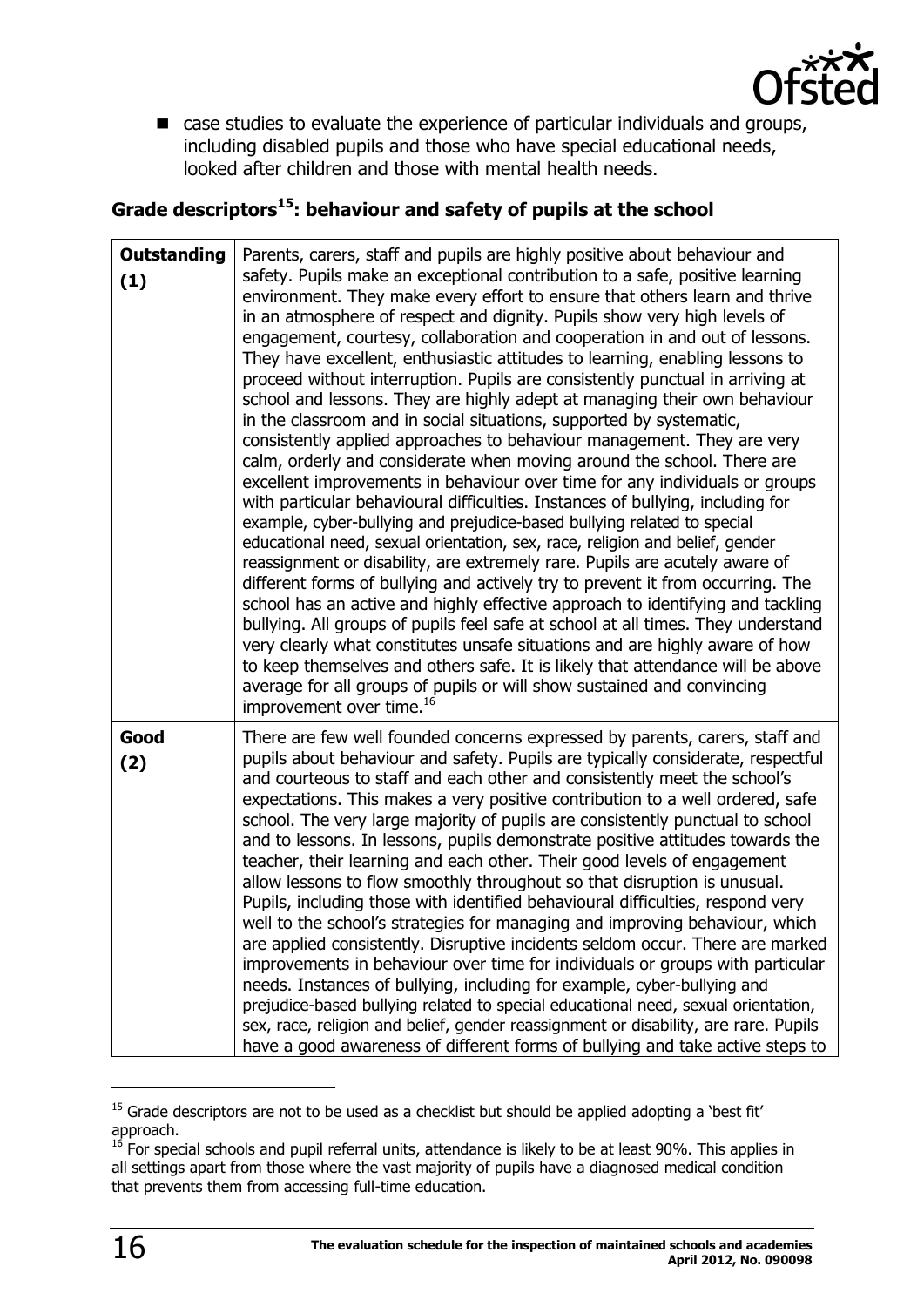- case studies to evaluate the experience of particular individuals and groups, including disabled pupils and those who have special educational needs, looked after children and those with mental health needs.

## Grade descriptors[15]: behaviour and safety of pupils at the school

| | |
|---|---|
| **Outstanding (1)** | Parents, carers, staff and pupils are highly positive about behaviour and safety. Pupils make an exceptional contribution to a safe, positive learning environment. They make every effort to ensure that others learn and thrive in an atmosphere of respect and dignity. Pupils show very high levels of engagement, courtesy, collaboration and cooperation in and out of lessons. They have excellent, enthusiastic attitudes to learning, enabling lessons to proceed without interruption. Pupils are consistently punctual in arriving at school and lessons. They are highly adept at managing their own behaviour in the classroom and in social situations, supported by systematic, consistently applied approaches to behaviour management. They are very calm, orderly and considerate when moving around the school. There are excellent improvements in behaviour over time for any individuals or groups with particular behavioural difficulties. Instances of bullying, including for example, cyber-bullying and prejudice-based bullying related to special educational need, sexual orientation, sex, race, religion and belief, gender reassignment or disability, are extremely rare. Pupils are acutely aware of different forms of bullying and actively try to prevent it from occurring. The school has an active and highly effective approach to identifying and tackling bullying. All groups of pupils feel safe at school at all times. They understand very clearly what constitutes unsafe situations and are highly aware of how to keep themselves and others safe. It is likely that attendance will be above average for all groups of pupils or will show sustained and convincing improvement over time.[16] |
| **Good (2)** | There are few well founded concerns expressed by parents, carers, staff and pupils about behaviour and safety. Pupils are typically considerate, respectful and courteous to staff and each other and consistently meet the school's expectations. This makes a very positive contribution to a well ordered, safe school. The very large majority of pupils are consistently punctual to school and to lessons. In lessons, pupils demonstrate positive attitudes towards the teacher, their learning and each other. Their good levels of engagement allow lessons to flow smoothly throughout so that disruption is unusual. Pupils, including those with identified behavioural difficulties, respond very well to the school's strategies for managing and improving behaviour, which are applied consistently. Disruptive incidents seldom occur. There are marked improvements in behaviour over time for individuals or groups with particular needs. Instances of bullying, including for example, cyber-bullying and prejudice-based bullying related to special educational need, sexual orientation, sex, race, religion and belief, gender reassignment or disability, are rare. Pupils have a good awareness of different forms of bullying and take active steps to |

[15] Grade descriptors are not to be used as a checklist but should be applied adopting a 'best fit' approach.

[16] For special schools and pupil referral units, attendance is likely to be at least 90%. This applies in all settings apart from those where the vast majority of pupils have a diagnosed medical condition that prevents them from accessing full-time education.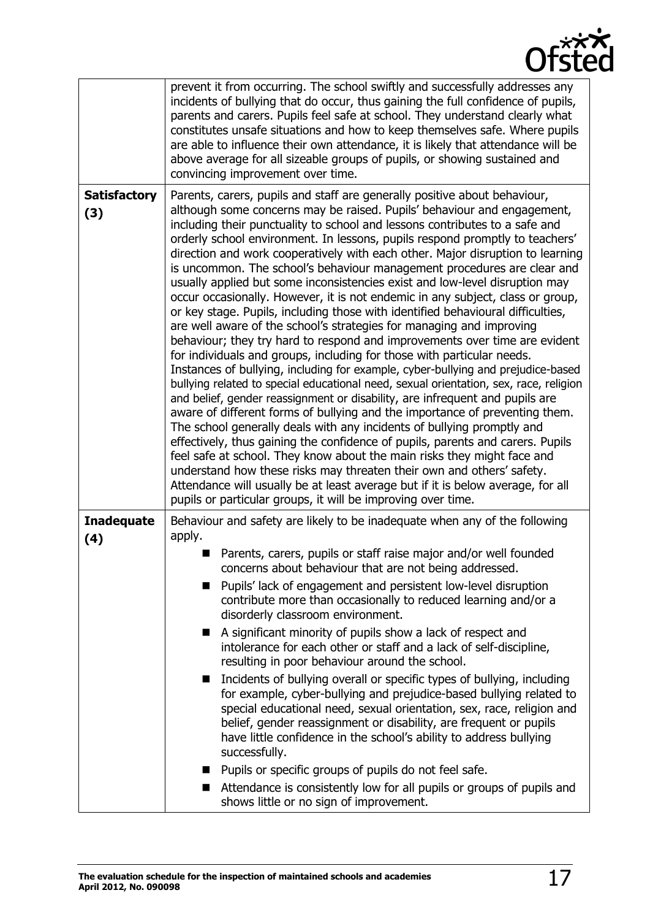| | |
|---|---|
| | prevent it from occurring. The school swiftly and successfully addresses any incidents of bullying that do occur, thus gaining the full confidence of pupils, parents and carers. Pupils feel safe at school. They understand clearly what constitutes unsafe situations and how to keep themselves safe. Where pupils are able to influence their own attendance, it is likely that attendance will be above average for all sizeable groups of pupils, or showing sustained and convincing improvement over time. |
| **Satisfactory (3)** | Parents, carers, pupils and staff are generally positive about behaviour, although some concerns may be raised. Pupils' behaviour and engagement, including their punctuality to school and lessons contributes to a safe and orderly school environment. In lessons, pupils respond promptly to teachers' direction and work cooperatively with each other. Major disruption to learning is uncommon. The school's behaviour management procedures are clear and usually applied but some inconsistencies exist and low-level disruption may occur occasionally. However, it is not endemic in any subject, class or group, or key stage. Pupils, including those with identified behavioural difficulties, are well aware of the school's strategies for managing and improving behaviour; they try hard to respond and improvements over time are evident for individuals and groups, including for those with particular needs. Instances of bullying, including for example, cyber-bullying and prejudice-based bullying related to special educational need, sexual orientation, sex, race, religion and belief, gender reassignment or disability, are infrequent and pupils are aware of different forms of bullying and the importance of preventing them. The school generally deals with any incidents of bullying promptly and effectively, thus gaining the confidence of pupils, parents and carers. Pupils feel safe at school. They know about the main risks they might face and understand how these risks may threaten their own and others' safety. Attendance will usually be at least average but if it is below average, for all pupils or particular groups, it will be improving over time. |
| **Inadequate (4)** | Behaviour and safety are likely to be inadequate when any of the following apply.<br>■ Parents, carers, pupils or staff raise major and/or well founded concerns about behaviour that are not being addressed.<br>■ Pupils' lack of engagement and persistent low-level disruption contribute more than occasionally to reduced learning and/or a disorderly classroom environment.<br>■ A significant minority of pupils show a lack of respect and intolerance for each other or staff and a lack of self-discipline, resulting in poor behaviour around the school.<br>■ Incidents of bullying overall or specific types of bullying, including for example, cyber-bullying and prejudice-based bullying related to special educational need, sexual orientation, sex, race, religion and belief, gender reassignment or disability, are frequent or pupils have little confidence in the school's ability to address bullying successfully.<br>■ Pupils or specific groups of pupils do not feel safe.<br>■ Attendance is consistently low for all pupils or groups of pupils and shows little or no sign of improvement. |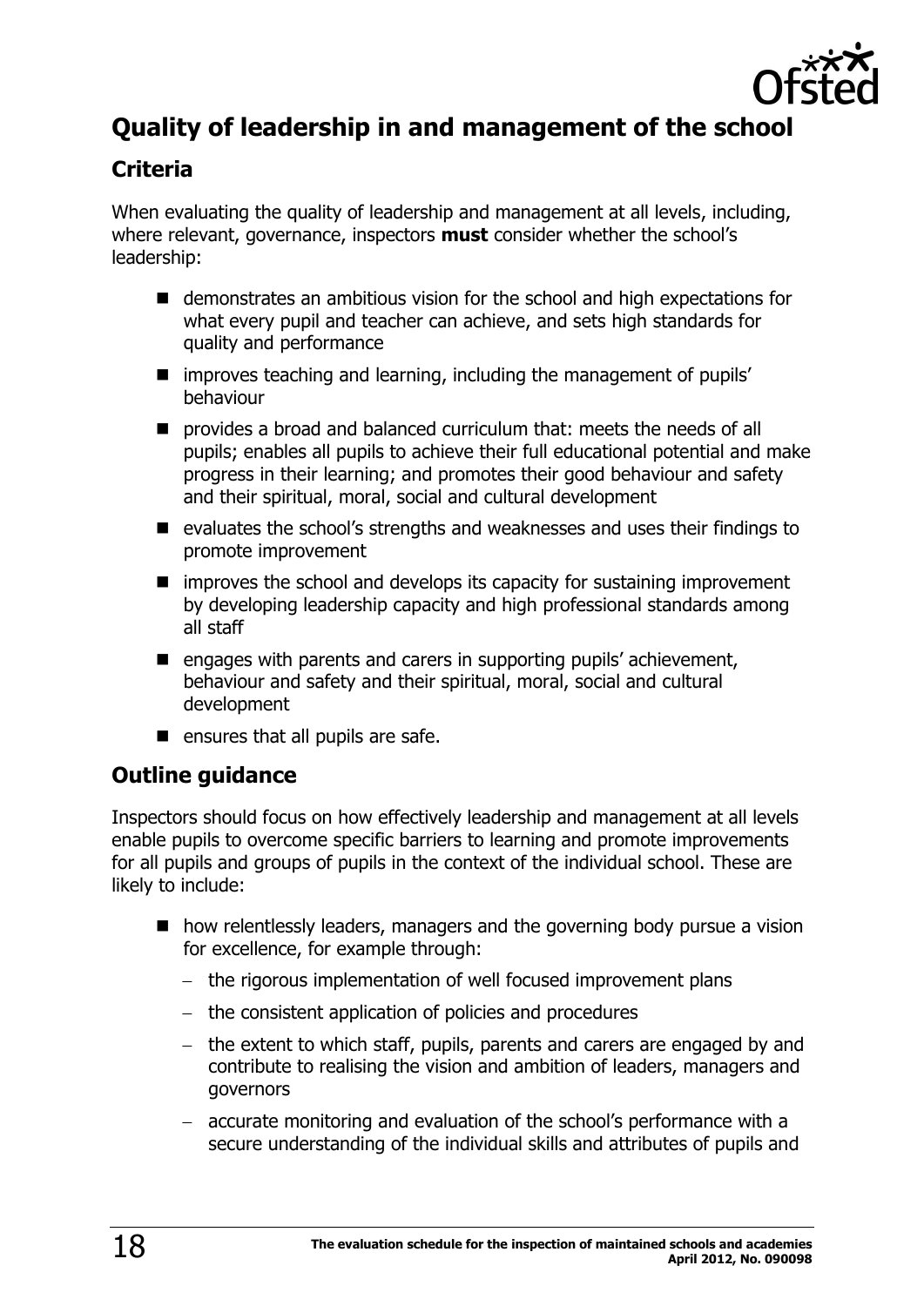## Quality of leadership in and management of the school

### Criteria

When evaluating the quality of leadership and management at all levels, including, where relevant, governance, inspectors **must** consider whether the school's leadership:

- demonstrates an ambitious vision for the school and high expectations for what every pupil and teacher can achieve, and sets high standards for quality and performance
- improves teaching and learning, including the management of pupils' behaviour
- provides a broad and balanced curriculum that: meets the needs of all pupils; enables all pupils to achieve their full educational potential and make progress in their learning; and promotes their good behaviour and safety and their spiritual, moral, social and cultural development
- evaluates the school's strengths and weaknesses and uses their findings to promote improvement
- improves the school and develops its capacity for sustaining improvement by developing leadership capacity and high professional standards among all staff
- engages with parents and carers in supporting pupils' achievement, behaviour and safety and their spiritual, moral, social and cultural development
- ensures that all pupils are safe.

### Outline guidance

Inspectors should focus on how effectively leadership and management at all levels enable pupils to overcome specific barriers to learning and promote improvements for all pupils and groups of pupils in the context of the individual school. These are likely to include:

- how relentlessly leaders, managers and the governing body pursue a vision for excellence, for example through:
  - the rigorous implementation of well focused improvement plans
  - the consistent application of policies and procedures
  - the extent to which staff, pupils, parents and carers are engaged by and contribute to realising the vision and ambition of leaders, managers and governors
  - accurate monitoring and evaluation of the school's performance with a secure understanding of the individual skills and attributes of pupils and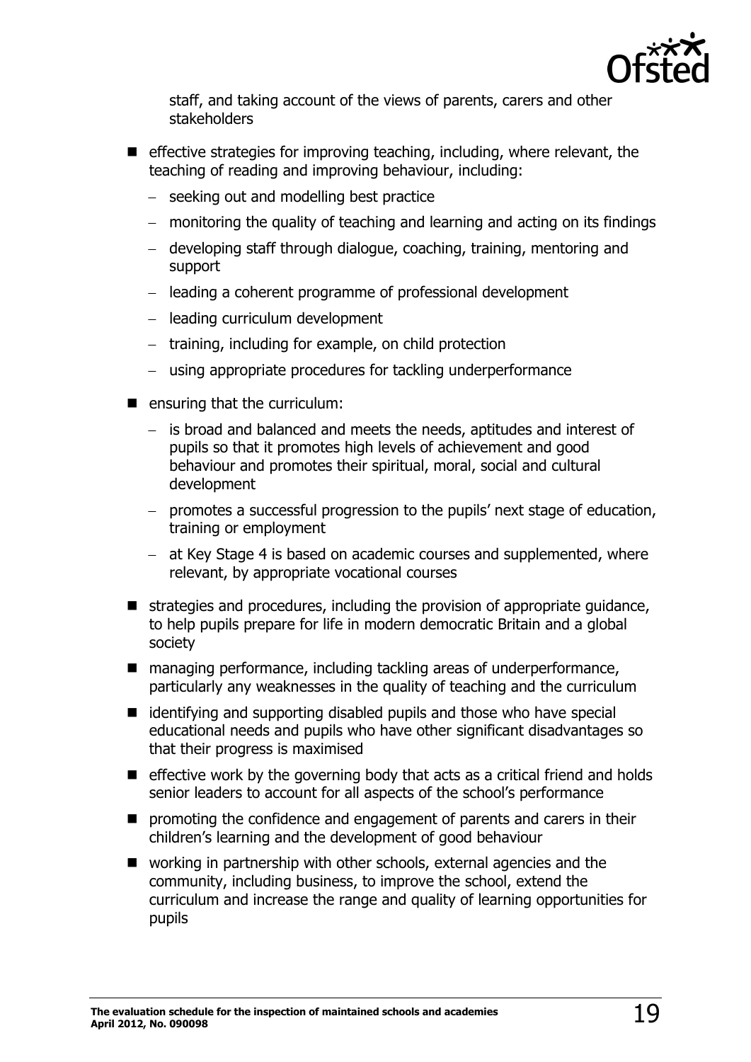staff, and taking account of the views of parents, carers and other stakeholders

- effective strategies for improving teaching, including, where relevant, the teaching of reading and improving behaviour, including:
  - seeking out and modelling best practice
  - monitoring the quality of teaching and learning and acting on its findings
  - developing staff through dialogue, coaching, training, mentoring and support
  - leading a coherent programme of professional development
  - leading curriculum development
  - training, including for example, on child protection
  - using appropriate procedures for tackling underperformance
- ensuring that the curriculum:
  - is broad and balanced and meets the needs, aptitudes and interest of pupils so that it promotes high levels of achievement and good behaviour and promotes their spiritual, moral, social and cultural development
  - promotes a successful progression to the pupils' next stage of education, training or employment
  - at Key Stage 4 is based on academic courses and supplemented, where relevant, by appropriate vocational courses
- strategies and procedures, including the provision of appropriate guidance, to help pupils prepare for life in modern democratic Britain and a global society
- managing performance, including tackling areas of underperformance, particularly any weaknesses in the quality of teaching and the curriculum
- identifying and supporting disabled pupils and those who have special educational needs and pupils who have other significant disadvantages so that their progress is maximised
- effective work by the governing body that acts as a critical friend and holds senior leaders to account for all aspects of the school's performance
- promoting the confidence and engagement of parents and carers in their children's learning and the development of good behaviour
- working in partnership with other schools, external agencies and the community, including business, to improve the school, extend the curriculum and increase the range and quality of learning opportunities for pupils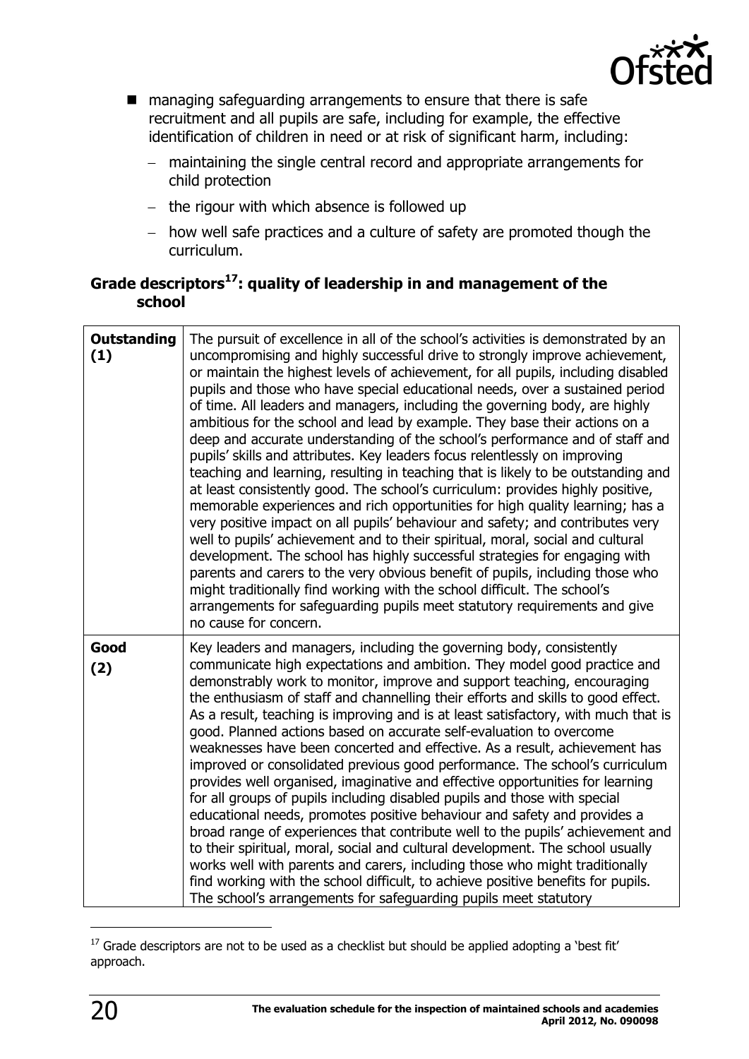- managing safeguarding arrangements to ensure that there is safe recruitment and all pupils are safe, including for example, the effective identification of children in need or at risk of significant harm, including:
  - maintaining the single central record and appropriate arrangements for child protection
  - the rigour with which absence is followed up
  - how well safe practices and a culture of safety are promoted though the curriculum.

### Grade descriptors[17]: quality of leadership in and management of the school

| | |
|---|---|
| **Outstanding (1)** | The pursuit of excellence in all of the school's activities is demonstrated by an uncompromising and highly successful drive to strongly improve achievement, or maintain the highest levels of achievement, for all pupils, including disabled pupils and those who have special educational needs, over a sustained period of time. All leaders and managers, including the governing body, are highly ambitious for the school and lead by example. They base their actions on a deep and accurate understanding of the school's performance and of staff and pupils' skills and attributes. Key leaders focus relentlessly on improving teaching and learning, resulting in teaching that is likely to be outstanding and at least consistently good. The school's curriculum: provides highly positive, memorable experiences and rich opportunities for high quality learning; has a very positive impact on all pupils' behaviour and safety; and contributes very well to pupils' achievement and to their spiritual, moral, social and cultural development. The school has highly successful strategies for engaging with parents and carers to the very obvious benefit of pupils, including those who might traditionally find working with the school difficult. The school's arrangements for safeguarding pupils meet statutory requirements and give no cause for concern. |
| **Good (2)** | Key leaders and managers, including the governing body, consistently communicate high expectations and ambition. They model good practice and demonstrably work to monitor, improve and support teaching, encouraging the enthusiasm of staff and channelling their efforts and skills to good effect. As a result, teaching is improving and is at least satisfactory, with much that is good. Planned actions based on accurate self-evaluation to overcome weaknesses have been concerted and effective. As a result, achievement has improved or consolidated previous good performance. The school's curriculum provides well organised, imaginative and effective opportunities for learning for all groups of pupils including disabled pupils and those with special educational needs, promotes positive behaviour and safety and provides a broad range of experiences that contribute well to the pupils' achievement and to their spiritual, moral, social and cultural development. The school usually works well with parents and carers, including those who might traditionally find working with the school difficult, to achieve positive benefits for pupils. The school's arrangements for safeguarding pupils meet statutory |

[17] Grade descriptors are not to be used as a checklist but should be applied adopting a 'best fit' approach.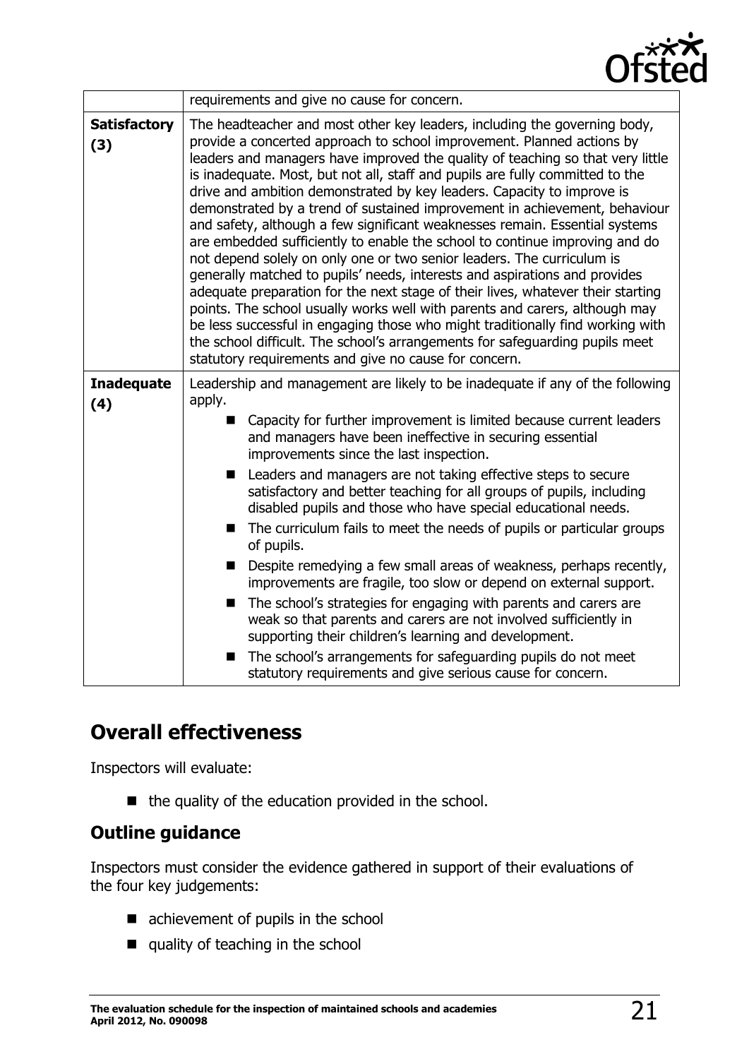| | |
|---|---|
| | requirements and give no cause for concern. |
| **Satisfactory (3)** | The headteacher and most other key leaders, including the governing body, provide a concerted approach to school improvement. Planned actions by leaders and managers have improved the quality of teaching so that very little is inadequate. Most, but not all, staff and pupils are fully committed to the drive and ambition demonstrated by key leaders. Capacity to improve is demonstrated by a trend of sustained improvement in achievement, behaviour and safety, although a few significant weaknesses remain. Essential systems are embedded sufficiently to enable the school to continue improving and do not depend solely on only one or two senior leaders. The curriculum is generally matched to pupils' needs, interests and aspirations and provides adequate preparation for the next stage of their lives, whatever their starting points. The school usually works well with parents and carers, although may be less successful in engaging those who might traditionally find working with the school difficult. The school's arrangements for safeguarding pupils meet statutory requirements and give no cause for concern. |
| **Inadequate (4)** | Leadership and management are likely to be inadequate if any of the following apply.<br>■ Capacity for further improvement is limited because current leaders and managers have been ineffective in securing essential improvements since the last inspection.<br>■ Leaders and managers are not taking effective steps to secure satisfactory and better teaching for all groups of pupils, including disabled pupils and those who have special educational needs.<br>■ The curriculum fails to meet the needs of pupils or particular groups of pupils.<br>■ Despite remedying a few small areas of weakness, perhaps recently, improvements are fragile, too slow or depend on external support.<br>■ The school's strategies for engaging with parents and carers are weak so that parents and carers are not involved sufficiently in supporting their children's learning and development.<br>■ The school's arrangements for safeguarding pupils do not meet statutory requirements and give serious cause for concern. |

## Overall effectiveness

Inspectors will evaluate:

- the quality of the education provided in the school.

### Outline guidance

Inspectors must consider the evidence gathered in support of their evaluations of the four key judgements:

- achievement of pupils in the school
- quality of teaching in the school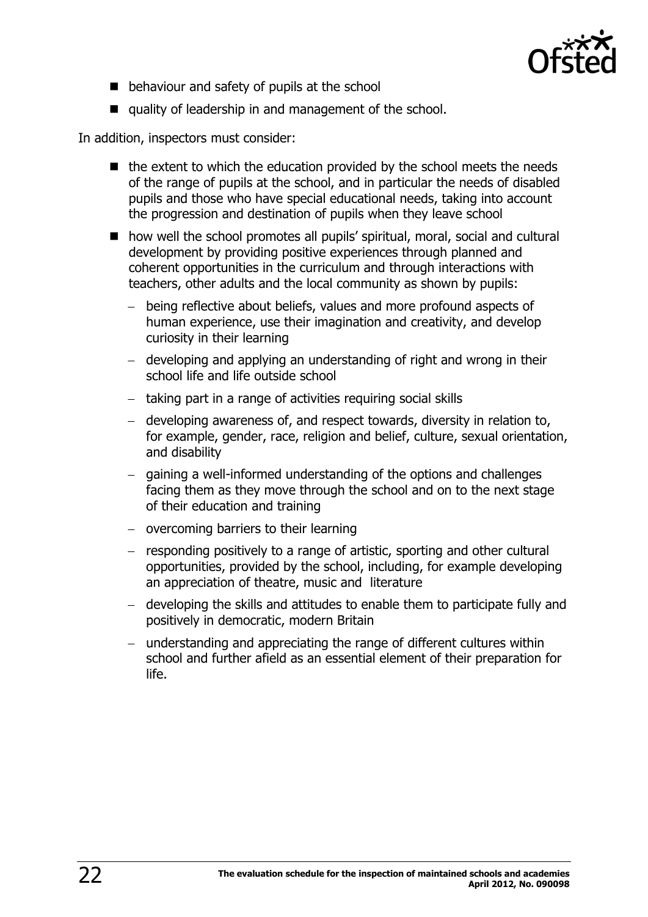- behaviour and safety of pupils at the school
- quality of leadership in and management of the school.

In addition, inspectors must consider:

- the extent to which the education provided by the school meets the needs of the range of pupils at the school, and in particular the needs of disabled pupils and those who have special educational needs, taking into account the progression and destination of pupils when they leave school
- how well the school promotes all pupils' spiritual, moral, social and cultural development by providing positive experiences through planned and coherent opportunities in the curriculum and through interactions with teachers, other adults and the local community as shown by pupils:
  - being reflective about beliefs, values and more profound aspects of human experience, use their imagination and creativity, and develop curiosity in their learning
  - developing and applying an understanding of right and wrong in their school life and life outside school
  - taking part in a range of activities requiring social skills
  - developing awareness of, and respect towards, diversity in relation to, for example, gender, race, religion and belief, culture, sexual orientation, and disability
  - gaining a well-informed understanding of the options and challenges facing them as they move through the school and on to the next stage of their education and training
  - overcoming barriers to their learning
  - responding positively to a range of artistic, sporting and other cultural opportunities, provided by the school, including, for example developing an appreciation of theatre, music and literature
  - developing the skills and attitudes to enable them to participate fully and positively in democratic, modern Britain
  - understanding and appreciating the range of different cultures within school and further afield as an essential element of their preparation for life.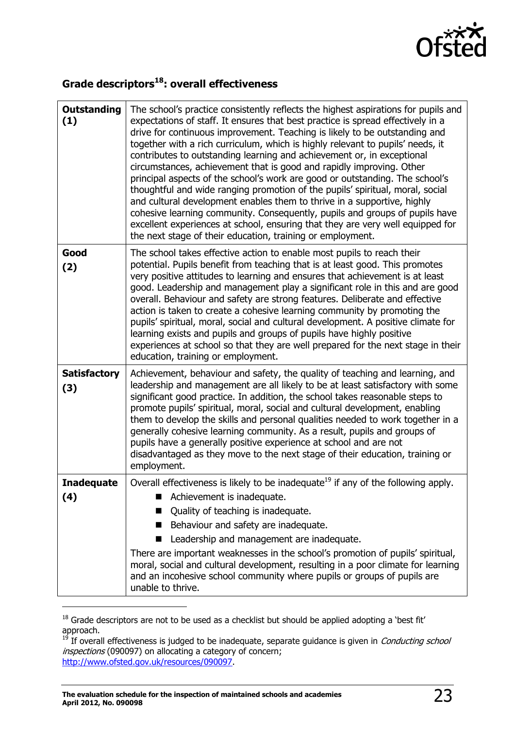## Grade descriptors[18]: overall effectiveness

| | |
|---|---|
| **Outstanding (1)** | The school's practice consistently reflects the highest aspirations for pupils and expectations of staff. It ensures that best practice is spread effectively in a drive for continuous improvement. Teaching is likely to be outstanding and together with a rich curriculum, which is highly relevant to pupils' needs, it contributes to outstanding learning and achievement or, in exceptional circumstances, achievement that is good and rapidly improving. Other principal aspects of the school's work are good or outstanding. The school's thoughtful and wide ranging promotion of the pupils' spiritual, moral, social and cultural development enables them to thrive in a supportive, highly cohesive learning community. Consequently, pupils and groups of pupils have excellent experiences at school, ensuring that they are very well equipped for the next stage of their education, training or employment. |
| **Good (2)** | The school takes effective action to enable most pupils to reach their potential. Pupils benefit from teaching that is at least good. This promotes very positive attitudes to learning and ensures that achievement is at least good. Leadership and management play a significant role in this and are good overall. Behaviour and safety are strong features. Deliberate and effective action is taken to create a cohesive learning community by promoting the pupils' spiritual, moral, social and cultural development. A positive climate for learning exists and pupils and groups of pupils have highly positive experiences at school so that they are well prepared for the next stage in their education, training or employment. |
| **Satisfactory (3)** | Achievement, behaviour and safety, the quality of teaching and learning, and leadership and management are all likely to be at least satisfactory with some significant good practice. In addition, the school takes reasonable steps to promote pupils' spiritual, moral, social and cultural development, enabling them to develop the skills and personal qualities needed to work together in a generally cohesive learning community. As a result, pupils and groups of pupils have a generally positive experience at school and are not disadvantaged as they move to the next stage of their education, training or employment. |
| **Inadequate (4)** | Overall effectiveness is likely to be inadequate[19] if any of the following apply.<br>■ Achievement is inadequate.<br>■ Quality of teaching is inadequate.<br>■ Behaviour and safety are inadequate.<br>■ Leadership and management are inadequate.<br>There are important weaknesses in the school's promotion of pupils' spiritual, moral, social and cultural development, resulting in a poor climate for learning and an incohesive school community where pupils or groups of pupils are unable to thrive. |

---

[18] Grade descriptors are not to be used as a checklist but should be applied adopting a 'best fit' approach.

[19] If overall effectiveness is judged to be inadequate, separate guidance is given in *Conducting school inspections* (090097) on allocating a category of concern; http://www.ofsted.gov.uk/resources/090097.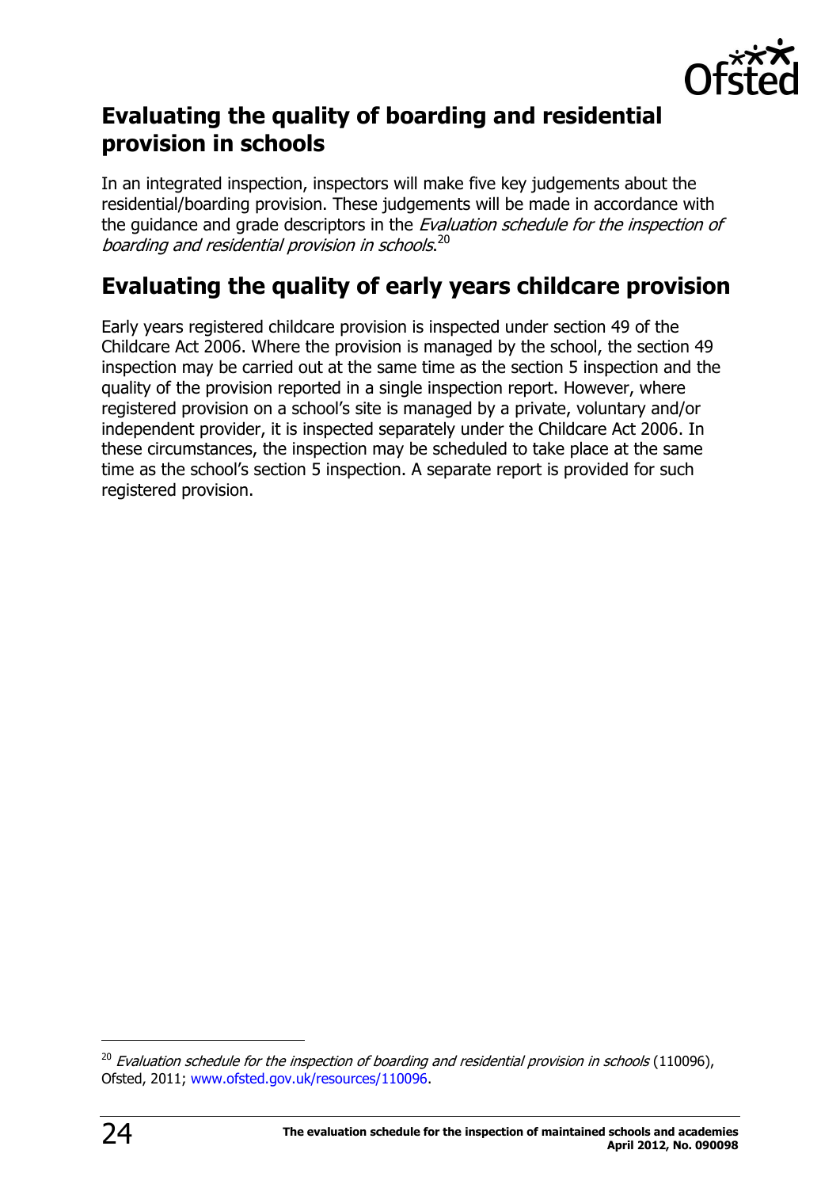## Evaluating the quality of boarding and residential provision in schools

In an integrated inspection, inspectors will make five key judgements about the residential/boarding provision. These judgements will be made in accordance with the guidance and grade descriptors in the *Evaluation schedule for the inspection of boarding and residential provision in schools*.[20]

## Evaluating the quality of early years childcare provision

Early years registered childcare provision is inspected under section 49 of the Childcare Act 2006. Where the provision is managed by the school, the section 49 inspection may be carried out at the same time as the section 5 inspection and the quality of the provision reported in a single inspection report. However, where registered provision on a school's site is managed by a private, voluntary and/or independent provider, it is inspected separately under the Childcare Act 2006. In these circumstances, the inspection may be scheduled to take place at the same time as the school's section 5 inspection. A separate report is provided for such registered provision.

---

[20] *Evaluation schedule for the inspection of boarding and residential provision in schools* (110096), Ofsted, 2011; www.ofsted.gov.uk/resources/110096.